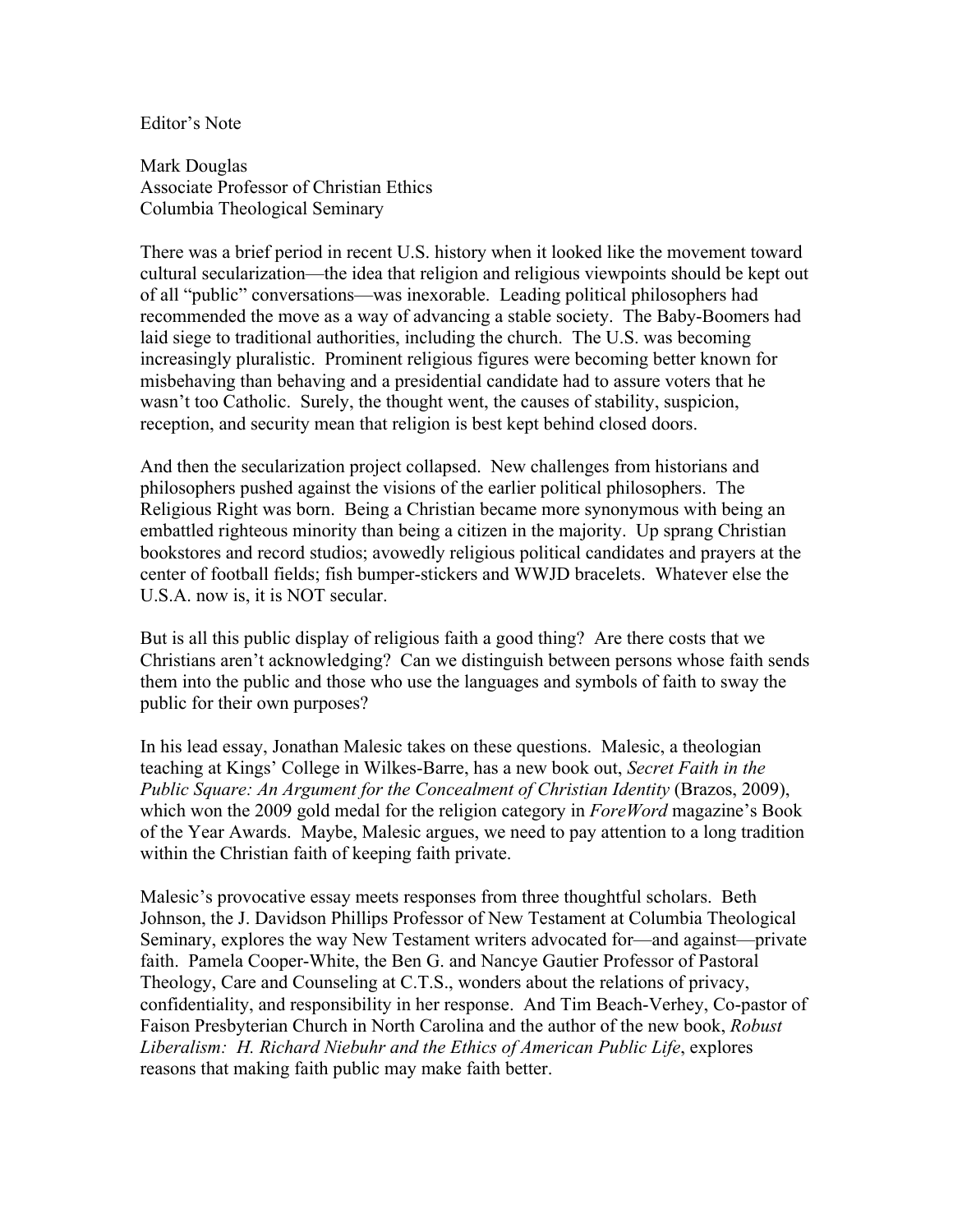# Editor's Note

Mark Douglas
Associate Professor of Christian Ethics
Columbia Theological Seminary

There was a brief period in recent U.S. history when it looked like the movement toward cultural secularization—the idea that religion and religious viewpoints should be kept out of all "public" conversations—was inexorable. Leading political philosophers had recommended the move as a way of advancing a stable society. The Baby-Boomers had laid siege to traditional authorities, including the church. The U.S. was becoming increasingly pluralistic. Prominent religious figures were becoming better known for misbehaving than behaving and a presidential candidate had to assure voters that he wasn't too Catholic. Surely, the thought went, the causes of stability, suspicion, reception, and security mean that religion is best kept behind closed doors.

And then the secularization project collapsed. New challenges from historians and philosophers pushed against the visions of the earlier political philosophers. The Religious Right was born. Being a Christian became more synonymous with being an embattled righteous minority than being a citizen in the majority. Up sprang Christian bookstores and record studios; avowedly religious political candidates and prayers at the center of football fields; fish bumper-stickers and WWJD bracelets. Whatever else the U.S.A. now is, it is NOT secular.

But is all this public display of religious faith a good thing? Are there costs that we Christians aren't acknowledging? Can we distinguish between persons whose faith sends them into the public and those who use the languages and symbols of faith to sway the public for their own purposes?

In his lead essay, Jonathan Malesic takes on these questions. Malesic, a theologian teaching at Kings' College in Wilkes-Barre, has a new book out, *Secret Faith in the Public Square: An Argument for the Concealment of Christian Identity* (Brazos, 2009), which won the 2009 gold medal for the religion category in *ForeWord* magazine's Book of the Year Awards. Maybe, Malesic argues, we need to pay attention to a long tradition within the Christian faith of keeping faith private.

Malesic's provocative essay meets responses from three thoughtful scholars. Beth Johnson, the J. Davidson Phillips Professor of New Testament at Columbia Theological Seminary, explores the way New Testament writers advocated for—and against—private faith. Pamela Cooper-White, the Ben G. and Nancye Gautier Professor of Pastoral Theology, Care and Counseling at C.T.S., wonders about the relations of privacy, confidentiality, and responsibility in her response. And Tim Beach-Verhey, Co-pastor of Faison Presbyterian Church in North Carolina and the author of the new book, *Robust Liberalism: H. Richard Niebuhr and the Ethics of American Public Life*, explores reasons that making faith public may make faith better.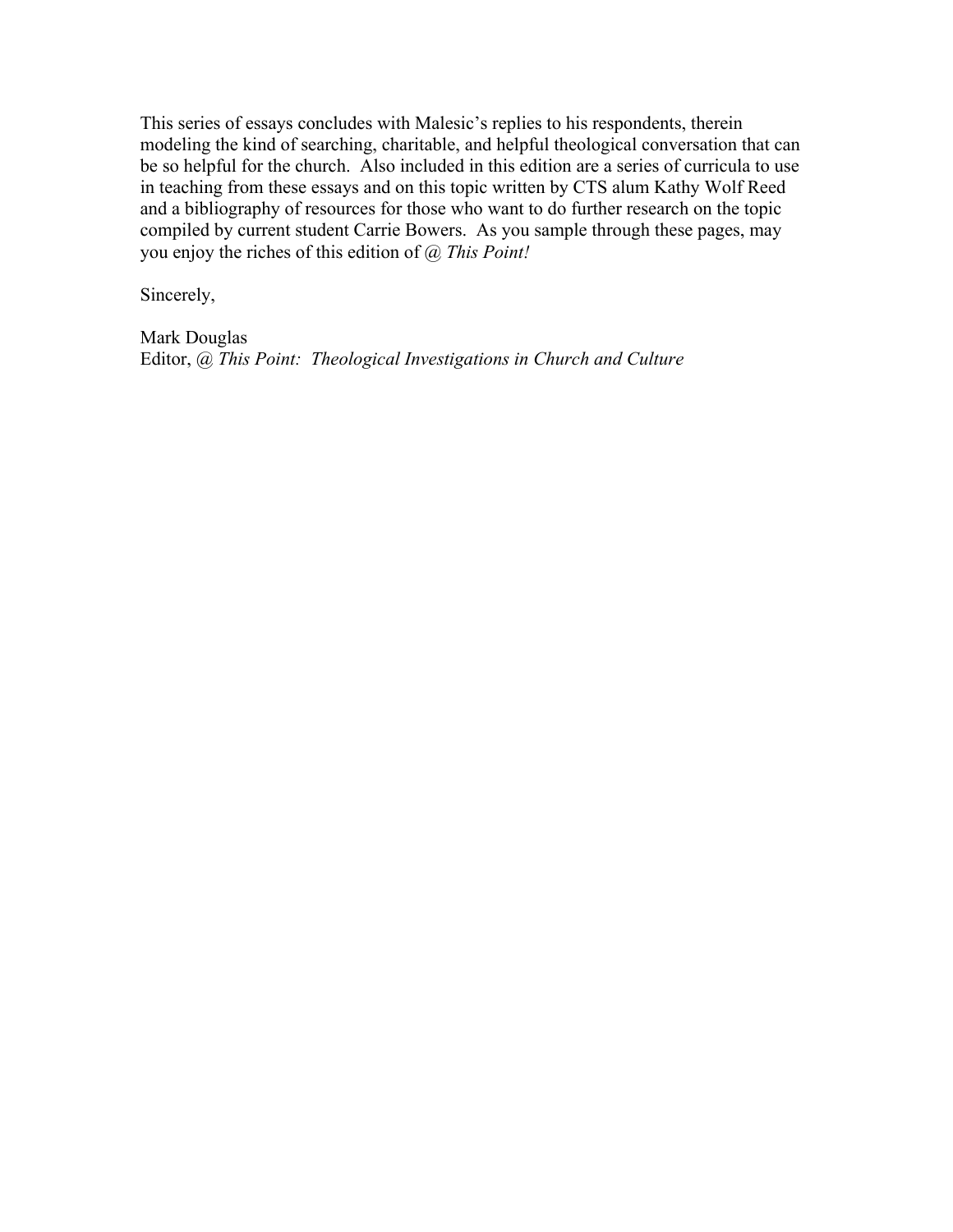This series of essays concludes with Malesic's replies to his respondents, therein modeling the kind of searching, charitable, and helpful theological conversation that can be so helpful for the church. Also included in this edition are a series of curricula to use in teaching from these essays and on this topic written by CTS alum Kathy Wolf Reed and a bibliography of resources for those who want to do further research on the topic compiled by current student Carrie Bowers. As you sample through these pages, may you enjoy the riches of this edition of @ *This Point!*

Sincerely,

Mark Douglas
Editor, @ *This Point: Theological Investigations in Church and Culture*